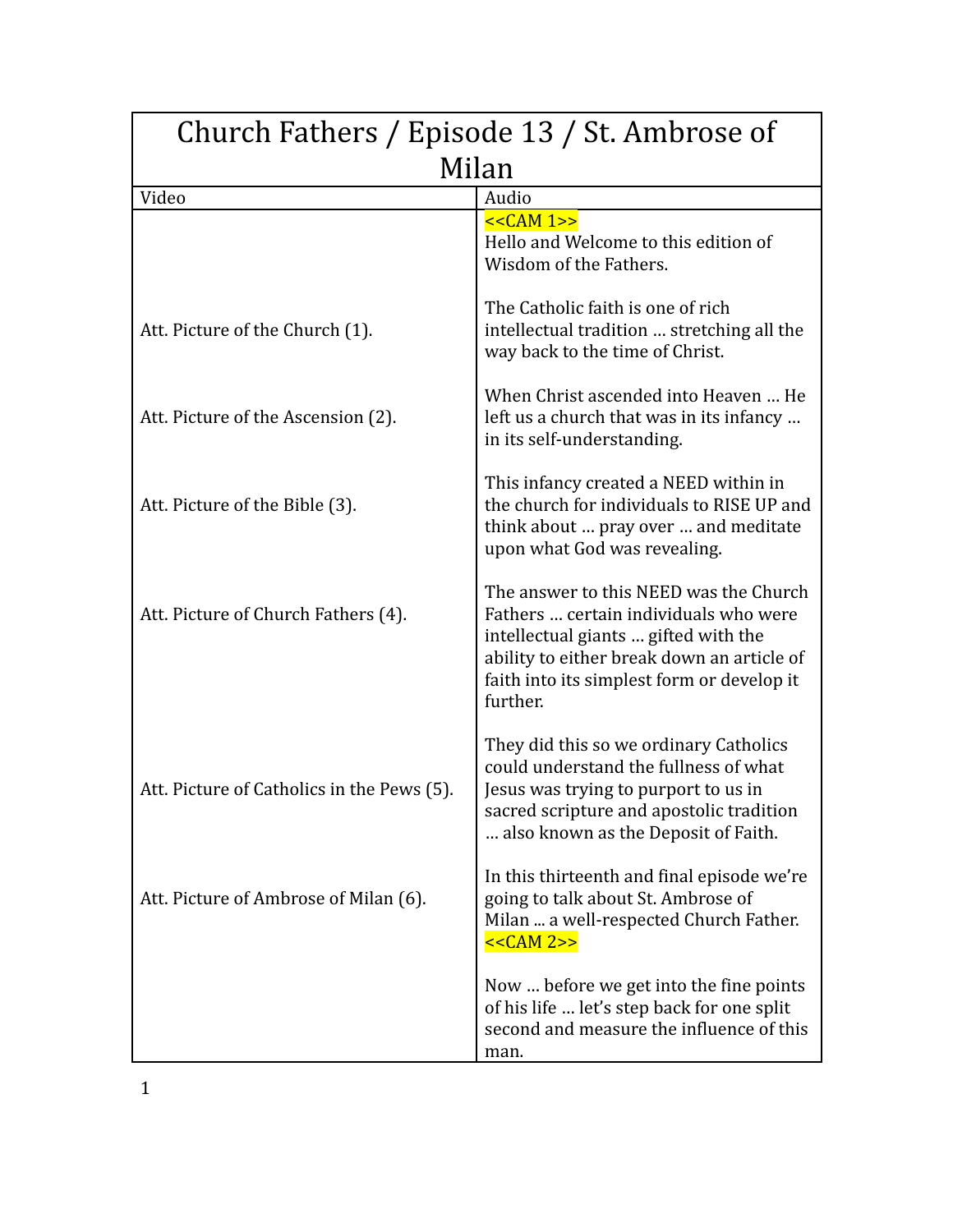| Church Fathers / Episode 13 / St. Ambrose of Milan | |
|---|---|
| Video | Audio |
| | <<CAM 1>><br>Hello and Welcome to this edition of Wisdom of the Fathers. |
| Att. Picture of the Church (1). | The Catholic faith is one of rich intellectual tradition … stretching all the way back to the time of Christ. |
| Att. Picture of the Ascension (2). | When Christ ascended into Heaven … He left us a church that was in its infancy … in its self-understanding. |
| Att. Picture of the Bible (3). | This infancy created a NEED within in the church for individuals to RISE UP and think about … pray over … and meditate upon what God was revealing. |
| Att. Picture of Church Fathers (4). | The answer to this NEED was the Church Fathers … certain individuals who were intellectual giants … gifted with the ability to either break down an article of faith into its simplest form or develop it further. |
| Att. Picture of Catholics in the Pews (5). | They did this so we ordinary Catholics could understand the fullness of what Jesus was trying to purport to us in sacred scripture and apostolic tradition … also known as the Deposit of Faith. |
| Att. Picture of Ambrose of Milan (6). | In this thirteenth and final episode we're going to talk about St. Ambrose of Milan ... a well-respected Church Father.<br><<CAM 2>> |
| | Now … before we get into the fine points of his life … let's step back for one split second and measure the influence of this man. |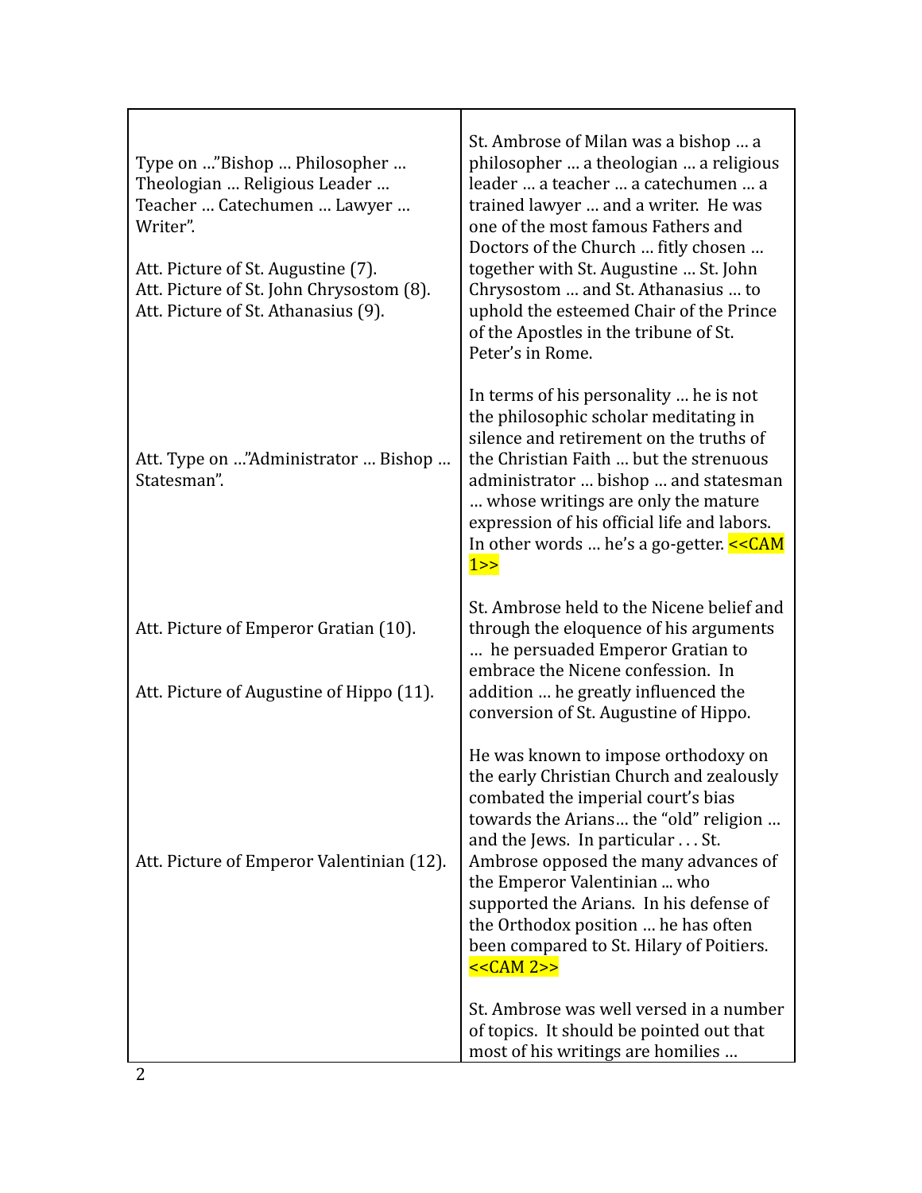| | |
|---|---|
| Type on …"Bishop … Philosopher … Theologian … Religious Leader … Teacher … Catechumen … Lawyer … Writer".<br><br>Att. Picture of St. Augustine (7).<br>Att. Picture of St. John Chrysostom (8).<br>Att. Picture of St. Athanasius (9). | St. Ambrose of Milan was a bishop … a philosopher … a theologian … a religious leader … a teacher … a catechumen … a trained lawyer … and a writer. He was one of the most famous Fathers and Doctors of the Church … fitly chosen … together with St. Augustine … St. John Chrysostom … and St. Athanasius … to uphold the esteemed Chair of the Prince of the Apostles in the tribune of St. Peter's in Rome. |
| Att. Type on …"Administrator … Bishop … Statesman". | In terms of his personality … he is not the philosophic scholar meditating in silence and retirement on the truths of the Christian Faith … but the strenuous administrator … bishop … and statesman … whose writings are only the mature expression of his official life and labors. In other words … he's a go-getter. <<CAM 1>> |
| Att. Picture of Emperor Gratian (10).<br><br>Att. Picture of Augustine of Hippo (11). | St. Ambrose held to the Nicene belief and through the eloquence of his arguments … he persuaded Emperor Gratian to embrace the Nicene confession. In addition … he greatly influenced the conversion of St. Augustine of Hippo. |
| Att. Picture of Emperor Valentinian (12). | He was known to impose orthodoxy on the early Christian Church and zealously combated the imperial court's bias towards the Arians… the "old" religion … and the Jews. In particular . . . St. Ambrose opposed the many advances of the Emperor Valentinian ... who supported the Arians. In his defense of the Orthodox position … he has often been compared to St. Hilary of Poitiers. <<CAM 2>> |
| | St. Ambrose was well versed in a number of topics. It should be pointed out that most of his writings are homilies … |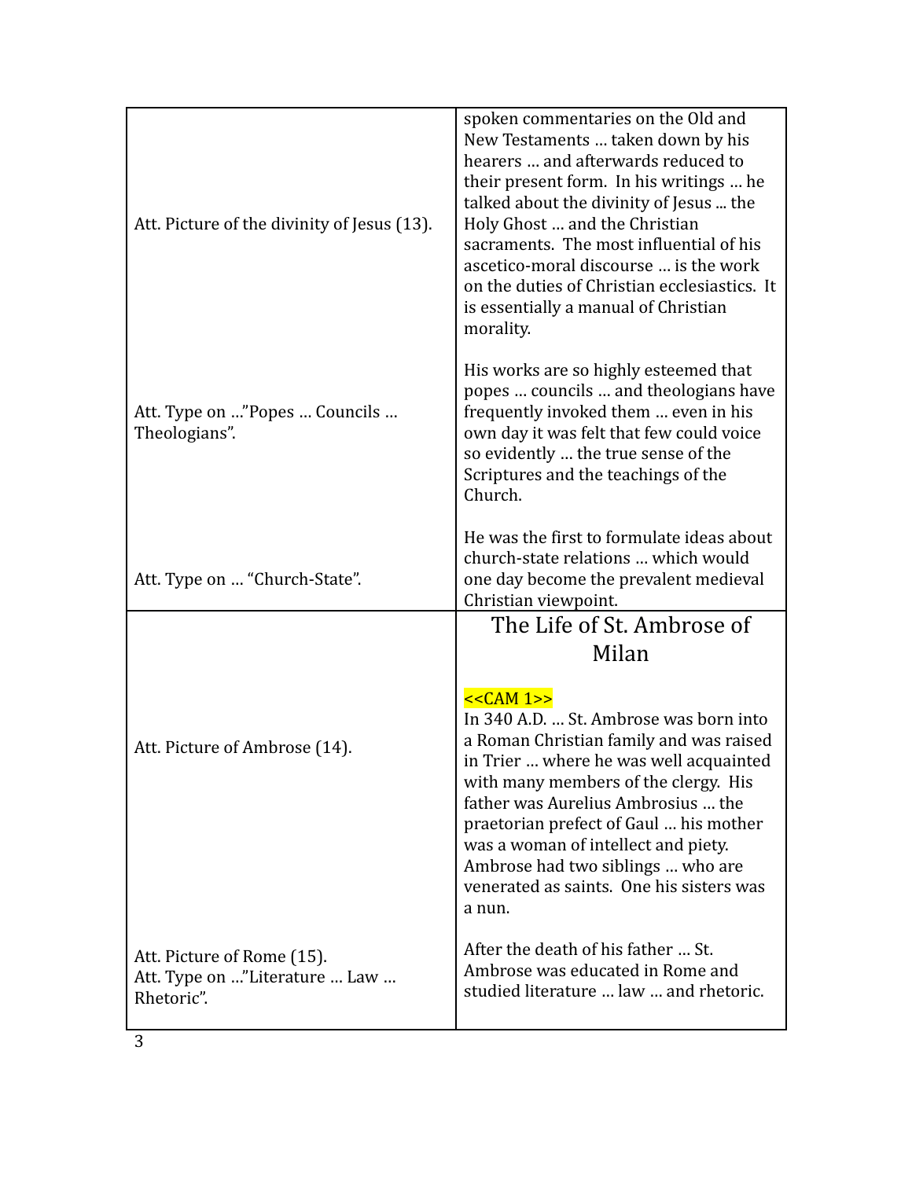| | |
|---|---|
| Att. Picture of the divinity of Jesus (13).<br><br>Att. Type on …"Popes … Councils … Theologians".<br><br>Att. Type on … "Church-State". | spoken commentaries on the Old and New Testaments … taken down by his hearers … and afterwards reduced to their present form. In his writings … he talked about the divinity of Jesus ... the Holy Ghost … and the Christian sacraments. The most influential of his ascetico-moral discourse … is the work on the duties of Christian ecclesiastics. It is essentially a manual of Christian morality.<br><br>His works are so highly esteemed that popes … councils … and theologians have frequently invoked them … even in his own day it was felt that few could voice so evidently … the true sense of the Scriptures and the teachings of the Church.<br><br>He was the first to formulate ideas about church-state relations … which would one day become the prevalent medieval Christian viewpoint. |
| Att. Picture of Ambrose (14).<br><br>Att. Picture of Rome (15).<br>Att. Type on …"Literature … Law … Rhetoric". | **The Life of St. Ambrose of Milan**<br><br><<CAM 1>><br>In 340 A.D. … St. Ambrose was born into a Roman Christian family and was raised in Trier … where he was well acquainted with many members of the clergy. His father was Aurelius Ambrosius … the praetorian prefect of Gaul … his mother was a woman of intellect and piety. Ambrose had two siblings … who are venerated as saints. One his sisters was a nun.<br><br>After the death of his father … St. Ambrose was educated in Rome and studied literature … law … and rhetoric. |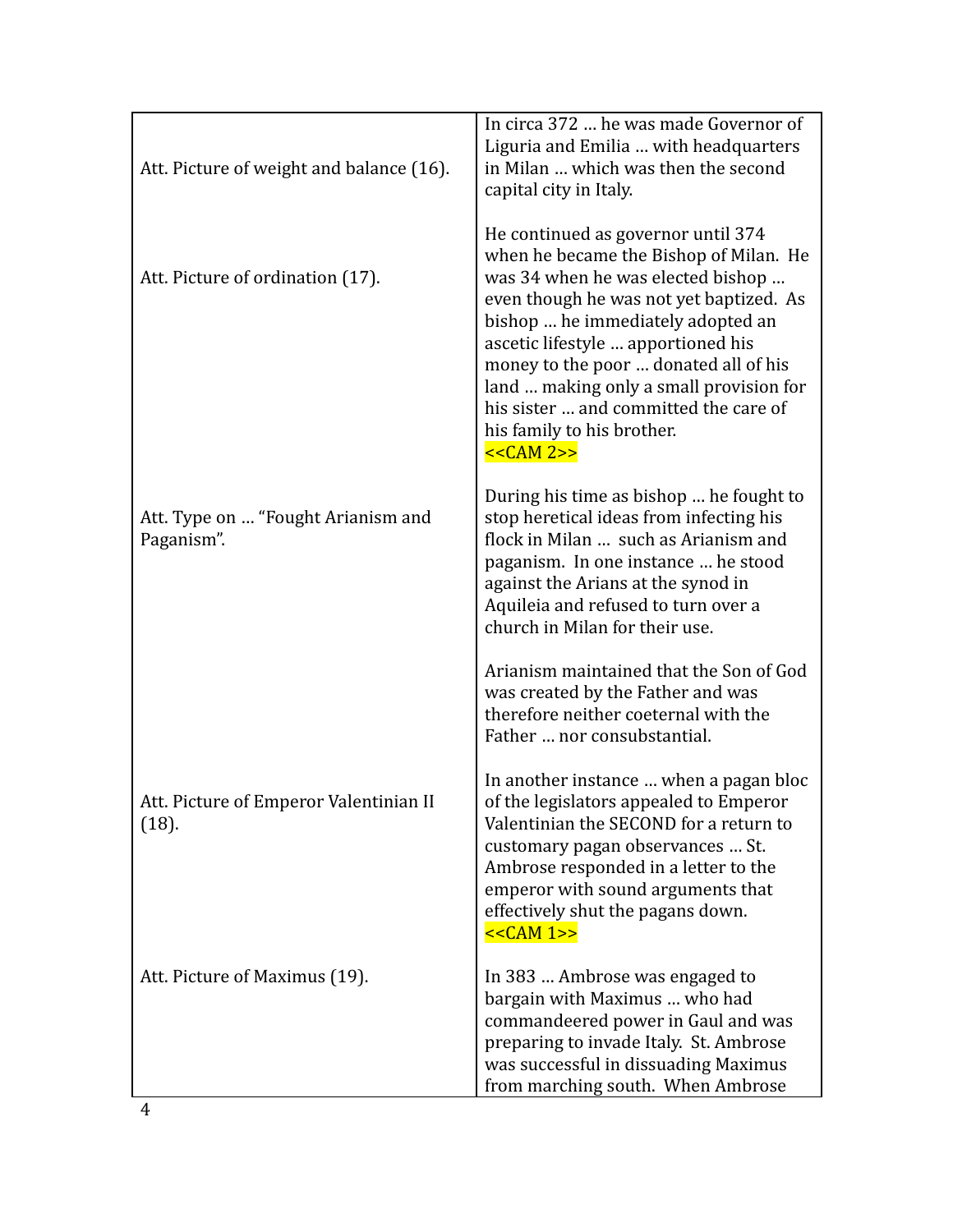| | |
|---|---|
| Att. Picture of weight and balance (16). | In circa 372 … he was made Governor of Liguria and Emilia … with headquarters in Milan … which was then the second capital city in Italy. |
| Att. Picture of ordination (17). | He continued as governor until 374 when he became the Bishop of Milan. He was 34 when he was elected bishop … even though he was not yet baptized. As bishop … he immediately adopted an ascetic lifestyle … apportioned his money to the poor … donated all of his land … making only a small provision for his sister … and committed the care of his family to his brother.<br><<CAM 2>> |
| Att. Type on … "Fought Arianism and Paganism". | During his time as bishop … he fought to stop heretical ideas from infecting his flock in Milan … such as Arianism and paganism. In one instance … he stood against the Arians at the synod in Aquileia and refused to turn over a church in Milan for their use.<br><br>Arianism maintained that the Son of God was created by the Father and was therefore neither coeternal with the Father … nor consubstantial. |
| Att. Picture of Emperor Valentinian II (18). | In another instance … when a pagan bloc of the legislators appealed to Emperor Valentinian the SECOND for a return to customary pagan observances … St. Ambrose responded in a letter to the emperor with sound arguments that effectively shut the pagans down.<br><<CAM 1>> |
| Att. Picture of Maximus (19). | In 383 … Ambrose was engaged to bargain with Maximus … who had commandeered power in Gaul and was preparing to invade Italy. St. Ambrose was successful in dissuading Maximus from marching south. When Ambrose |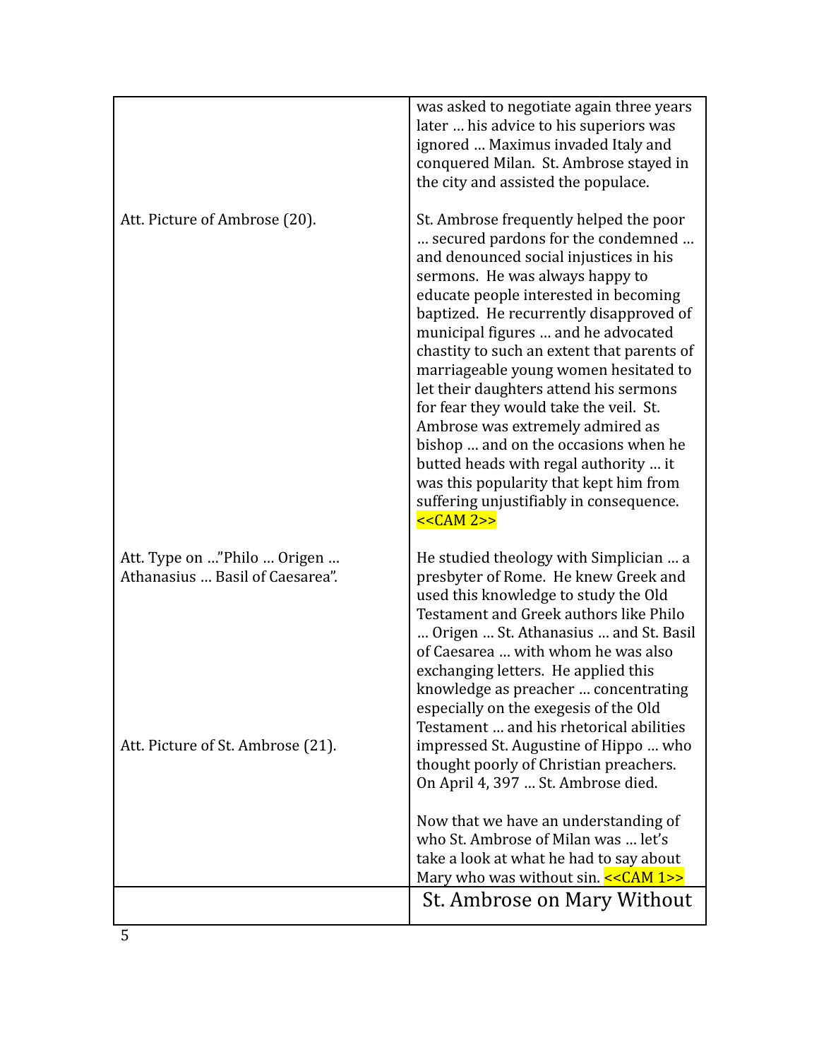| | |
|---|---|
| | was asked to negotiate again three years later … his advice to his superiors was ignored … Maximus invaded Italy and conquered Milan. St. Ambrose stayed in the city and assisted the populace. |
| Att. Picture of Ambrose (20). | St. Ambrose frequently helped the poor … secured pardons for the condemned … and denounced social injustices in his sermons. He was always happy to educate people interested in becoming baptized. He recurrently disapproved of municipal figures … and he advocated chastity to such an extent that parents of marriageable young women hesitated to let their daughters attend his sermons for fear they would take the veil. St. Ambrose was extremely admired as bishop … and on the occasions when he butted heads with regal authority … it was this popularity that kept him from suffering unjustifiably in consequence. <<CAM 2>> |
| Att. Type on …"Philo … Origen … Athanasius … Basil of Caesarea".<br><br>Att. Picture of St. Ambrose (21). | He studied theology with Simplician … a presbyter of Rome. He knew Greek and used this knowledge to study the Old Testament and Greek authors like Philo … Origen … St. Athanasius … and St. Basil of Caesarea … with whom he was also exchanging letters. He applied this knowledge as preacher … concentrating especially on the exegesis of the Old Testament … and his rhetorical abilities impressed St. Augustine of Hippo … who thought poorly of Christian preachers. On April 4, 397 … St. Ambrose died.<br><br>Now that we have an understanding of who St. Ambrose of Milan was … let's take a look at what he had to say about Mary who was without sin. <<CAM 1>> |
| | St. Ambrose on Mary Without |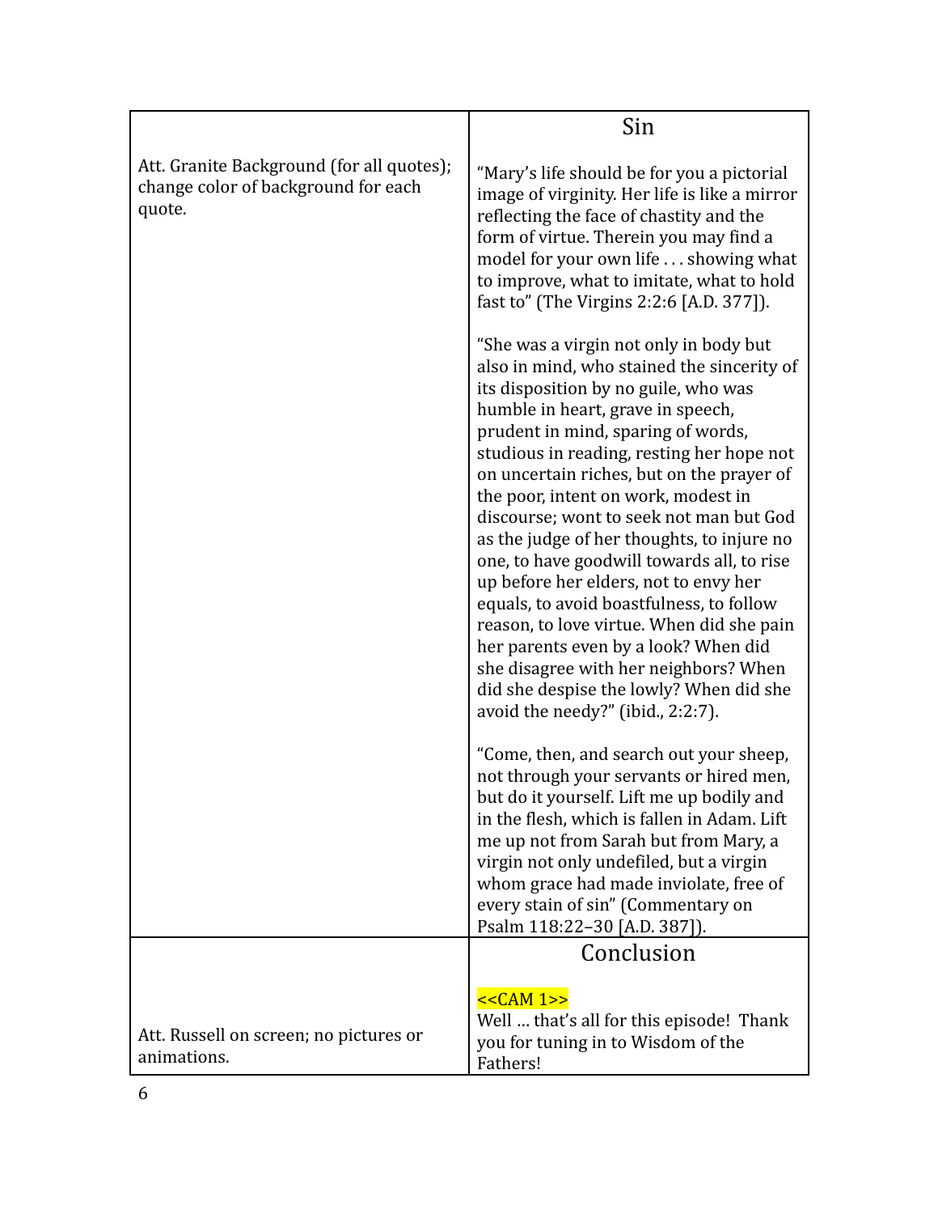| | Sin |
|---|---|
| Att. Granite Background (for all quotes); change color of background for each quote. | "Mary's life should be for you a pictorial image of virginity. Her life is like a mirror reflecting the face of chastity and the form of virtue. Therein you may find a model for your own life . . . showing what to improve, what to imitate, what to hold fast to" (The Virgins 2:2:6 [A.D. 377]).<br><br>"She was a virgin not only in body but also in mind, who stained the sincerity of its disposition by no guile, who was humble in heart, grave in speech, prudent in mind, sparing of words, studious in reading, resting her hope not on uncertain riches, but on the prayer of the poor, intent on work, modest in discourse; wont to seek not man but God as the judge of her thoughts, to injure no one, to have goodwill towards all, to rise up before her elders, not to envy her equals, to avoid boastfulness, to follow reason, to love virtue. When did she pain her parents even by a look? When did she disagree with her neighbors? When did she despise the lowly? When did she avoid the needy?" (ibid., 2:2:7).<br><br>"Come, then, and search out your sheep, not through your servants or hired men, but do it yourself. Lift me up bodily and in the flesh, which is fallen in Adam. Lift me up not from Sarah but from Mary, a virgin not only undefiled, but a virgin whom grace had made inviolate, free of every stain of sin" (Commentary on Psalm 118:22–30 [A.D. 387]). |
| | **Conclusion** |
| Att. Russell on screen; no pictures or animations. | <<CAM 1>><br>Well … that's all for this episode! Thank you for tuning in to Wisdom of the Fathers! |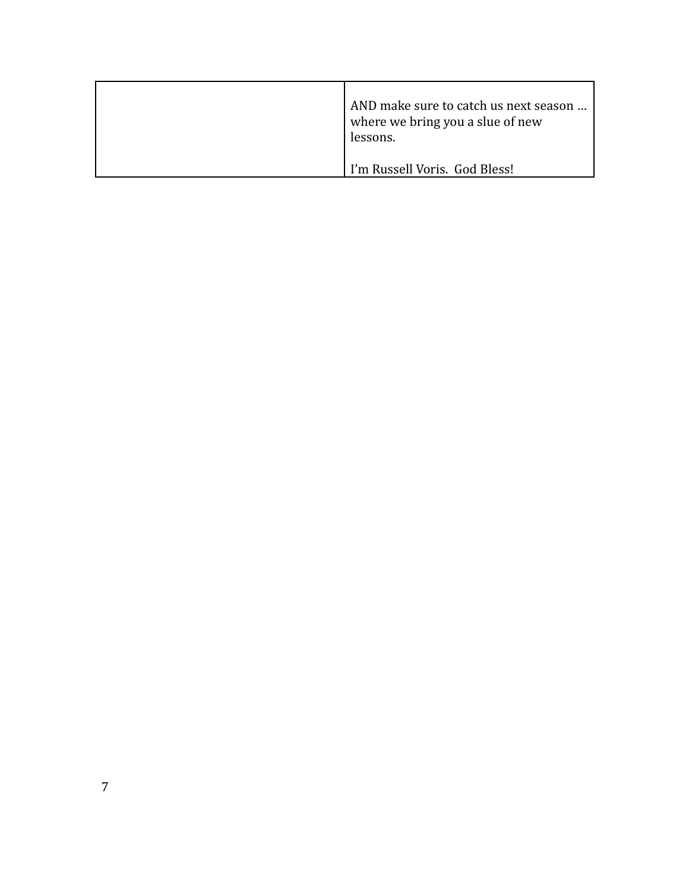| | |
|---|---|
| | AND make sure to catch us next season … where we bring you a slue of new lessons.<br><br>I'm Russell Voris.  God Bless! |